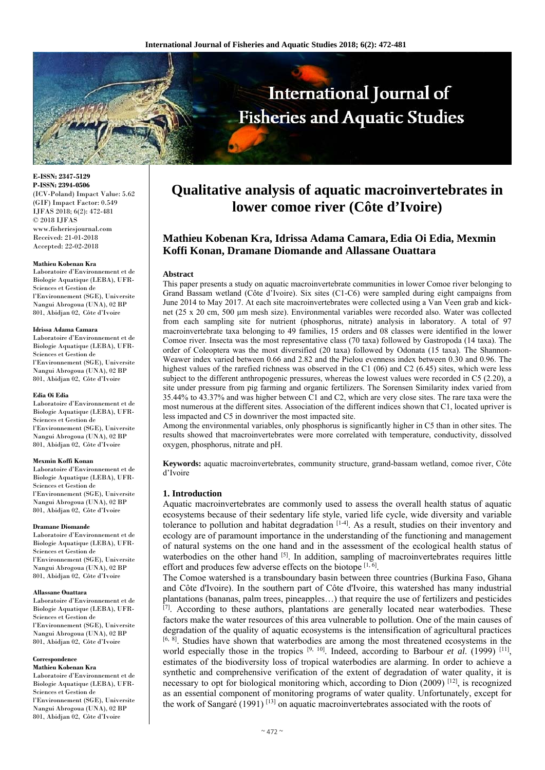# Qualitative analysis of aquatic macroinvertebrates in lower comoe river (Côte d'Ivoire)

**Mathieu Kobenan Kra, Idrissa Adama Camara, Edia Oi Edia, Mexmin Koffi Konan, Dramane Diomande and Allassane Ouattara**

**E-ISSN: 2347-5129**
**P-ISSN: 2394-0506**
(ICV-Poland) Impact Value: 5.62
(GIF) Impact Factor: 0.549
IJFAS 2018; 6(2): 472-481
© 2018 IJFAS
www.fisheriesjournal.com
Received: 21-01-2018
Accepted: 22-02-2018

**Mathieu Kobenan Kra**
Laboratoire d'Environnement et de Biologie Aquatique (LEBA), UFR-Sciences et Gestion de l'Environnement (SGE), Universite Nangui Abrogoua (UNA), 02 BP 801, Abidjan 02, Côte d'Ivoire

**Idrissa Adama Camara**
Laboratoire d'Environnement et de Biologie Aquatique (LEBA), UFR-Sciences et Gestion de l'Environnement (SGE), Universite Nangui Abrogoua (UNA), 02 BP 801, Abidjan 02, Côte d'Ivoire

**Edia Oi Edia**
Laboratoire d'Environnement et de Biologie Aquatique (LEBA), UFR-Sciences et Gestion de l'Environnement (SGE), Universite Nangui Abrogoua (UNA), 02 BP 801, Abidjan 02, Côte d'Ivoire

**Mexmin Koffi Konan**
Laboratoire d'Environnement et de Biologie Aquatique (LEBA), UFR-Sciences et Gestion de l'Environnement (SGE), Universite Nangui Abrogoua (UNA), 02 BP 801, Abidjan 02, Côte d'Ivoire

**Dramane Diomande**
Laboratoire d'Environnement et de Biologie Aquatique (LEBA), UFR-Sciences et Gestion de l'Environnement (SGE), Universite Nangui Abrogoua (UNA), 02 BP 801, Abidjan 02, Côte d'Ivoire

**Allassane Ouattara**
Laboratoire d'Environnement et de Biologie Aquatique (LEBA), UFR-Sciences et Gestion de l'Environnement (SGE), Universite Nangui Abrogoua (UNA), 02 BP 801, Abidjan 02, Côte d'Ivoire

**Correspondence**
**Mathieu Kobenan Kra**
Laboratoire d'Environnement et de Biologie Aquatique (LEBA), UFR-Sciences et Gestion de l'Environnement (SGE), Universite Nangui Abrogoua (UNA), 02 BP 801, Abidjan 02, Côte d'Ivoire

## Abstract

This paper presents a study on aquatic macroinvertebrate communities in lower Comoe river belonging to Grand Bassam wetland (Côte d'Ivoire). Six sites (C1-C6) were sampled during eight campaigns from June 2014 to May 2017. At each site macroinvertebrates were collected using a Van Veen grab and kick-net (25 x 20 cm, 500 µm mesh size). Environmental variables were recorded also. Water was collected from each sampling site for nutrient (phosphorus, nitrate) analysis in laboratory. A total of 97 macroinvertebrate taxa belonging to 49 families, 15 orders and 08 classes were identified in the lower Comoe river. Insecta was the most representative class (70 taxa) followed by Gastropoda (14 taxa). The order of Coleoptera was the most diversified (20 taxa) followed by Odonata (15 taxa). The Shannon-Weawer index varied between 0.66 and 2.82 and the Pielou evenness index between 0.30 and 0.96. The highest values of the rarefied richness was observed in the C1 (06) and C2 (6.45) sites, which were less subject to the different anthropogenic pressures, whereas the lowest values were recorded in C5 (2.20), a site under pressure from pig farming and organic fertilizers. The Sorensen Similarity index varied from 35.44% to 43.37% and was higher between C1 and C2, which are very close sites. The rare taxa were the most numerous at the different sites. Association of the different indices shown that C1, located upriver is less impacted and C5 in downriver the most impacted site.

Among the environmental variables, only phosphorus is significantly higher in C5 than in other sites. The results showed that macroinvertebrates were more correlated with temperature, conductivity, dissolved oxygen, phosphorus, nitrate and pH.

**Keywords:** aquatic macroinvertebrates, community structure, grand-bassam wetland, comoe river, Côte d'Ivoire

## 1. Introduction

Aquatic macroinvertebrates are commonly used to assess the overall health status of aquatic ecosystems because of their sedentary life style, varied life cycle, wide diversity and variable tolerance to pollution and habitat degradation [1-4]. As a result, studies on their inventory and ecology are of paramount importance in the understanding of the functioning and management of natural systems on the one hand and in the assessment of the ecological health status of waterbodies on the other hand [5]. In addition, sampling of macroinvertebrates requires little effort and produces few adverse effects on the biotope [1, 6].

The Comoe watershed is a transboundary basin between three countries (Burkina Faso, Ghana and Côte d'Ivoire). In the southern part of Côte d'Ivoire, this watershed has many industrial plantations (bananas, palm trees, pineapples…) that require the use of fertilizers and pesticides [7]. According to these authors, plantations are generally located near waterbodies. These factors make the water resources of this area vulnerable to pollution. One of the main causes of degradation of the quality of aquatic ecosystems is the intensification of agricultural practices [6, 8]. Studies have shown that waterbodies are among the most threatened ecosystems in the world especially those in the tropics [9, 10]. Indeed, according to Barbour *et al.* (1999) [11], estimates of the biodiversity loss of tropical waterbodies are alarming. In order to achieve a synthetic and comprehensive verification of the extent of degradation of water quality, it is necessary to opt for biological monitoring which, according to Dion (2009) [12], is recognized as an essential component of monitoring programs of water quality. Unfortunately, except for the work of Sangaré (1991) [13] on aquatic macroinvertebrates associated with the roots of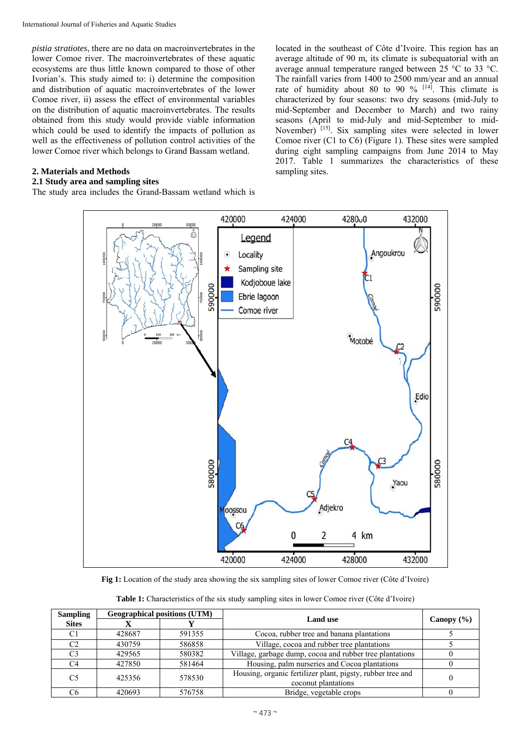*pistia stratiotes*, there are no data on macroinvertebrates in the lower Comoe river. The macroinvertebrates of these aquatic ecosystems are thus little known compared to those of other Ivorian's. This study aimed to: i) determine the composition and distribution of aquatic macroinvertebrates of the lower Comoe river, ii) assess the effect of environmental variables on the distribution of aquatic macroinvertebrates. The results obtained from this study would provide viable information which could be used to identify the impacts of pollution as well as the effectiveness of pollution control activities of the lower Comoe river which belongs to Grand Bassam wetland.

## 2. Materials and Methods

### 2.1 Study area and sampling sites

The study area includes the Grand-Bassam wetland which is located in the southeast of Côte d'Ivoire. This region has an average altitude of 90 m, its climate is subequatorial with an average annual temperature ranged between 25 °C to 33 °C. The rainfall varies from 1400 to 2500 mm/year and an annual rate of humidity about 80 to 90 % [14]. This climate is characterized by four seasons: two dry seasons (mid-July to mid-September and December to March) and two rainy seasons (April to mid-July and mid-September to mid-November) [15]. Six sampling sites were selected in lower Comoe river (C1 to C6) (Figure 1). These sites were sampled during eight sampling campaigns from June 2014 to May 2017. Table 1 summarizes the characteristics of these sampling sites.

**Fig 1:** Location of the study area showing the six sampling sites of lower Comoe river (Côte d'Ivoire)

**Table 1:** Characteristics of the six study sampling sites in lower Comoe river (Côte d'Ivoire)

| Sampling Sites | Geographical positions (UTM) | | Land use | Canopy (%) |
|---|---|---|---|---|
| | X | Y | | |
| C1 | 428687 | 591355 | Cocoa, rubber tree and banana plantations | 5 |
| C2 | 430759 | 586858 | Village, cocoa and rubber tree plantations | 5 |
| C3 | 429565 | 580382 | Village, garbage dump, cocoa and rubber tree plantations | 0 |
| C4 | 427850 | 581464 | Housing, palm nurseries and Cocoa plantations | 0 |
| C5 | 425356 | 578530 | Housing, organic fertilizer plant, pigsty, rubber tree and coconut plantations | 0 |
| C6 | 420693 | 576758 | Bridge, vegetable crops | 0 |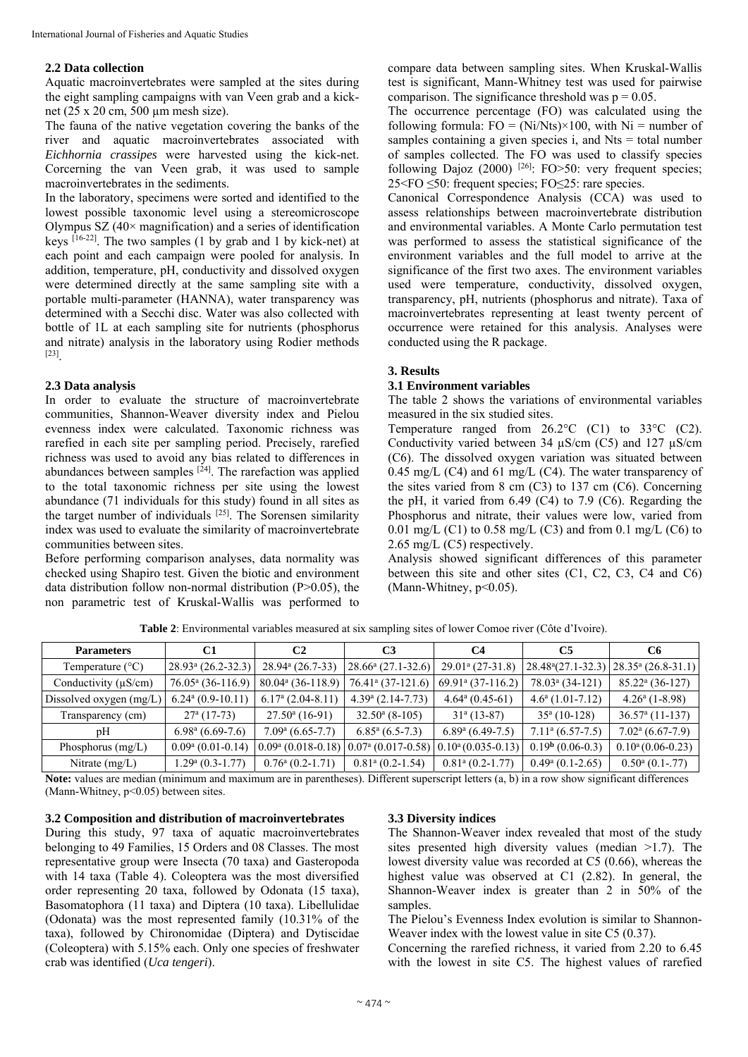### 2.2 Data collection

Aquatic macroinvertebrates were sampled at the sites during the eight sampling campaigns with van Veen grab and a kick-net (25 x 20 cm, 500 µm mesh size).

The fauna of the native vegetation covering the banks of the river and aquatic macroinvertebrates associated with *Eichhornia crassipes* were harvested using the kick-net. Corcerning the van Veen grab, it was used to sample macroinvertebrates in the sediments.

In the laboratory, specimens were sorted and identified to the lowest possible taxonomic level using a stereomicroscope Olympus SZ (40× magnification) and a series of identification keys [16-22]. The two samples (1 by grab and 1 by kick-net) at each point and each campaign were pooled for analysis. In addition, temperature, pH, conductivity and dissolved oxygen were determined directly at the same sampling site with a portable multi-parameter (HANNA), water transparency was determined with a Secchi disc. Water was also collected with bottle of 1L at each sampling site for nutrients (phosphorus and nitrate) analysis in the laboratory using Rodier methods [23].

### 2.3 Data analysis

In order to evaluate the structure of macroinvertebrate communities, Shannon-Weaver diversity index and Pielou evenness index were calculated. Taxonomic richness was rarefied in each site per sampling period. Precisely, rarefied richness was used to avoid any bias related to differences in abundances between samples [24]. The rarefaction was applied to the total taxonomic richness per site using the lowest abundance (71 individuals for this study) found in all sites as the target number of individuals [25]. The Sorensen similarity index was used to evaluate the similarity of macroinvertebrate communities between sites.

Before performing comparison analyses, data normality was checked using Shapiro test. Given the biotic and environment data distribution follow non-normal distribution (P>0.05), the non parametric test of Kruskal-Wallis was performed to compare data between sampling sites. When Kruskal-Wallis test is significant, Mann-Whitney test was used for pairwise comparison. The significance threshold was $p = 0.05$.

The occurrence percentage (FO) was calculated using the following formula: $FO = (Ni/Nts)\times100$, with Ni = number of samples containing a given species i, and Nts = total number of samples collected. The FO was used to classify species following Dajoz (2000) [26]: FO>50: very frequent species; 25<FO ≤50: frequent species; FO≤25: rare species.

Canonical Correspondence Analysis (CCA) was used to assess relationships between macroinvertebrate distribution and environmental variables. A Monte Carlo permutation test was performed to assess the statistical significance of the environment variables and the full model to arrive at the significance of the first two axes. The environment variables used were temperature, conductivity, dissolved oxygen, transparency, pH, nutrients (phosphorus and nitrate). Taxa of macroinvertebrates representing at least twenty percent of occurrence were retained for this analysis. Analyses were conducted using the R package.

## 3. Results

### 3.1 Environment variables

The table 2 shows the variations of environmental variables measured in the six studied sites.

Temperature ranged from 26.2°C (C1) to 33°C (C2). Conductivity varied between 34 µS/cm (C5) and 127 µS/cm (C6). The dissolved oxygen variation was situated between 0.45 mg/L (C4) and 61 mg/L (C4). The water transparency of the sites varied from 8 cm (C3) to 137 cm (C6). Concerning the pH, it varied from 6.49 (C4) to 7.9 (C6). Regarding the Phosphorus and nitrate, their values were low, varied from 0.01 mg/L (C1) to 0.58 mg/L (C3) and from 0.1 mg/L (C6) to 2.65 mg/L (C5) respectively.

Analysis showed significant differences of this parameter between this site and other sites (C1, C2, C3, C4 and C6) (Mann-Whitney, p<0.05).

**Table 2**: Environmental variables measured at six sampling sites of lower Comoe river (Côte d'Ivoire).

| Parameters | C1 | C2 | C3 | C4 | C5 | C6 |
|---|---|---|---|---|---|---|
| Temperature (°C) | 28.93ᵃ (26.2-32.3) | 28.94ᵃ (26.7-33) | 28.66ᵃ (27.1-32.6) | 29.01ᵃ (27-31.8) | 28.48ᵃ(27.1-32.3) | 28.35ᵃ (26.8-31.1) |
| Conductivity (µS/cm) | 76.05ᵃ (36-116.9) | 80.04ᵃ (36-118.9) | 76.41ᵃ (37-121.6) | 69.91ᵃ (37-116.2) | 78.03ᵃ (34-121) | 85.22ᵃ (36-127) |
| Dissolved oxygen (mg/L) | 6.24ᵃ (0.9-10.11) | 6.17ᵃ (2.04-8.11) | 4.39ᵃ (2.14-7.73) | 4.64ᵃ (0.45-61) | 4.6ᵃ (1.01-7.12) | 4.26ᵃ (1-8.98) |
| Transparency (cm) | 27ᵃ (17-73) | 27.50ᵃ (16-91) | 32.50ᵃ (8-105) | 31ᵃ (13-87) | 35ᵃ (10-128) | 36.57ᵃ (11-137) |
| pH | 6.98ᵃ (6.69-7.6) | 7.09ᵃ (6.65-7.7) | 6.85ᵃ (6.5-7.3) | 6.89ᵃ (6.49-7.5) | 7.11ᵃ (6.57-7.5) | 7.02ᵃ (6.67-7.9) |
| Phosphorus (mg/L) | 0.09ᵃ (0.01-0.14) | 0.09ᵃ (0.018-0.18) | 0.07ᵃ (0.017-0.58) | 0.10ᵃ (0.035-0.13) | 0.19ᵇ (0.06-0.3) | 0.10ᵃ (0.06-0.23) |
| Nitrate (mg/L) | 1.29ᵃ (0.3-1.77) | 0.76ᵃ (0.2-1.71) | 0.81ᵃ (0.2-1.54) | 0.81ᵃ (0.2-1.77) | 0.49ᵃ (0.1-2.65) | 0.50ᵃ (0.1-.77) |

**Note:** values are median (minimum and maximum are in parentheses). Different superscript letters (a, b) in a row show significant differences (Mann-Whitney, p<0.05) between sites.

### 3.2 Composition and distribution of macroinvertebrates

During this study, 97 taxa of aquatic macroinvertebrates belonging to 49 Families, 15 Orders and 08 Classes. The most representative group were Insecta (70 taxa) and Gasteropoda with 14 taxa (Table 4). Coleoptera was the most diversified order representing 20 taxa, followed by Odonata (15 taxa), Basomatophora (11 taxa) and Diptera (10 taxa). Libellulidae (Odonata) was the most represented family (10.31% of the taxa), followed by Chironomidae (Diptera) and Dytiscidae (Coleoptera) with 5.15% each. Only one species of freshwater crab was identified (*Uca tengeri*).

### 3.3 Diversity indices

The Shannon-Weaver index revealed that most of the study sites presented high diversity values (median >1.7). The lowest diversity value was recorded at C5 (0.66), whereas the highest value was observed at C1 (2.82). In general, the Shannon-Weaver index is greater than 2 in 50% of the samples.

The Pielou's Evenness Index evolution is similar to Shannon-Weaver index with the lowest value in site C5 (0.37).

Concerning the rarefied richness, it varied from 2.20 to 6.45 with the lowest in site C5. The highest values of rarefied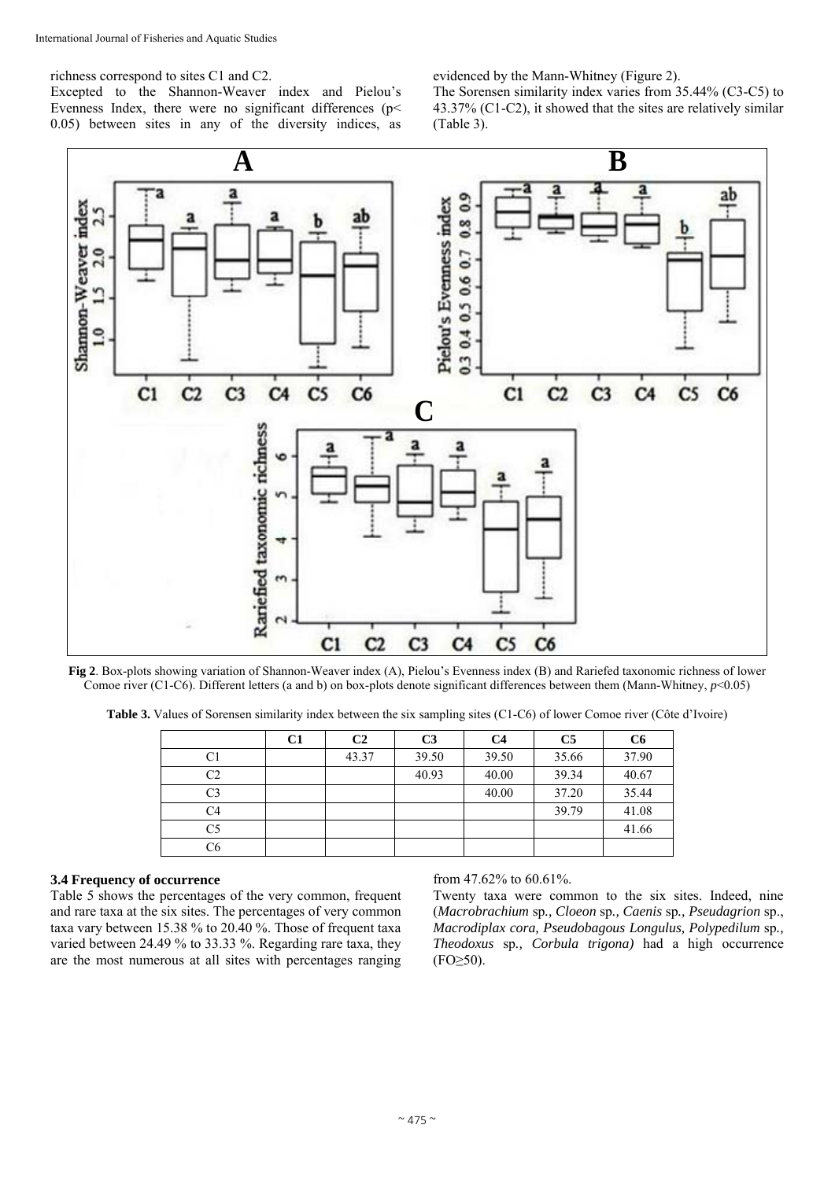richness correspond to sites C1 and C2.

Excepted to the Shannon-Weaver index and Pielou's Evenness Index, there were no significant differences ($p < 0.05$) between sites in any of the diversity indices, as evidenced by the Mann-Whitney (Figure 2).

The Sorensen similarity index varies from 35.44% (C3-C5) to 43.37% (C1-C2), it showed that the sites are relatively similar (Table 3).

**Fig 2**. Box-plots showing variation of Shannon-Weaver index (A), Pielou's Evenness index (B) and Rariefed taxonomic richness of lower Comoe river (C1-C6). Different letters (a and b) on box-plots denote significant differences between them (Mann-Whitney, $p<0.05$)

**Table 3.** Values of Sorensen similarity index between the six sampling sites (C1-C6) of lower Comoe river (Côte d'Ivoire)

| | C1 | C2 | C3 | C4 | C5 | C6 |
|---|---|---|---|---|---|---|
| C1 | | 43.37 | 39.50 | 39.50 | 35.66 | 37.90 |
| C2 | | | 40.93 | 40.00 | 39.34 | 40.67 |
| C3 | | | | 40.00 | 37.20 | 35.44 |
| C4 | | | | | 39.79 | 41.08 |
| C5 | | | | | | 41.66 |
| C6 | | | | | | |

### 3.4 Frequency of occurrence

Table 5 shows the percentages of the very common, frequent and rare taxa at the six sites. The percentages of very common taxa vary between 15.38 % to 20.40 %. Those of frequent taxa varied between 24.49 % to 33.33 %. Regarding rare taxa, they are the most numerous at all sites with percentages ranging from 47.62% to 60.61%.

Twenty taxa were common to the six sites. Indeed, nine (*Macrobrachium* sp., *Cloeon* sp., *Caenis* sp., *Pseudagrion* sp., *Macrodiplax cora, Pseudobagous Longulus, Polypedilum* sp., *Theodoxus* sp., *Corbula trigona)* had a high occurrence ($FO \geq 50$).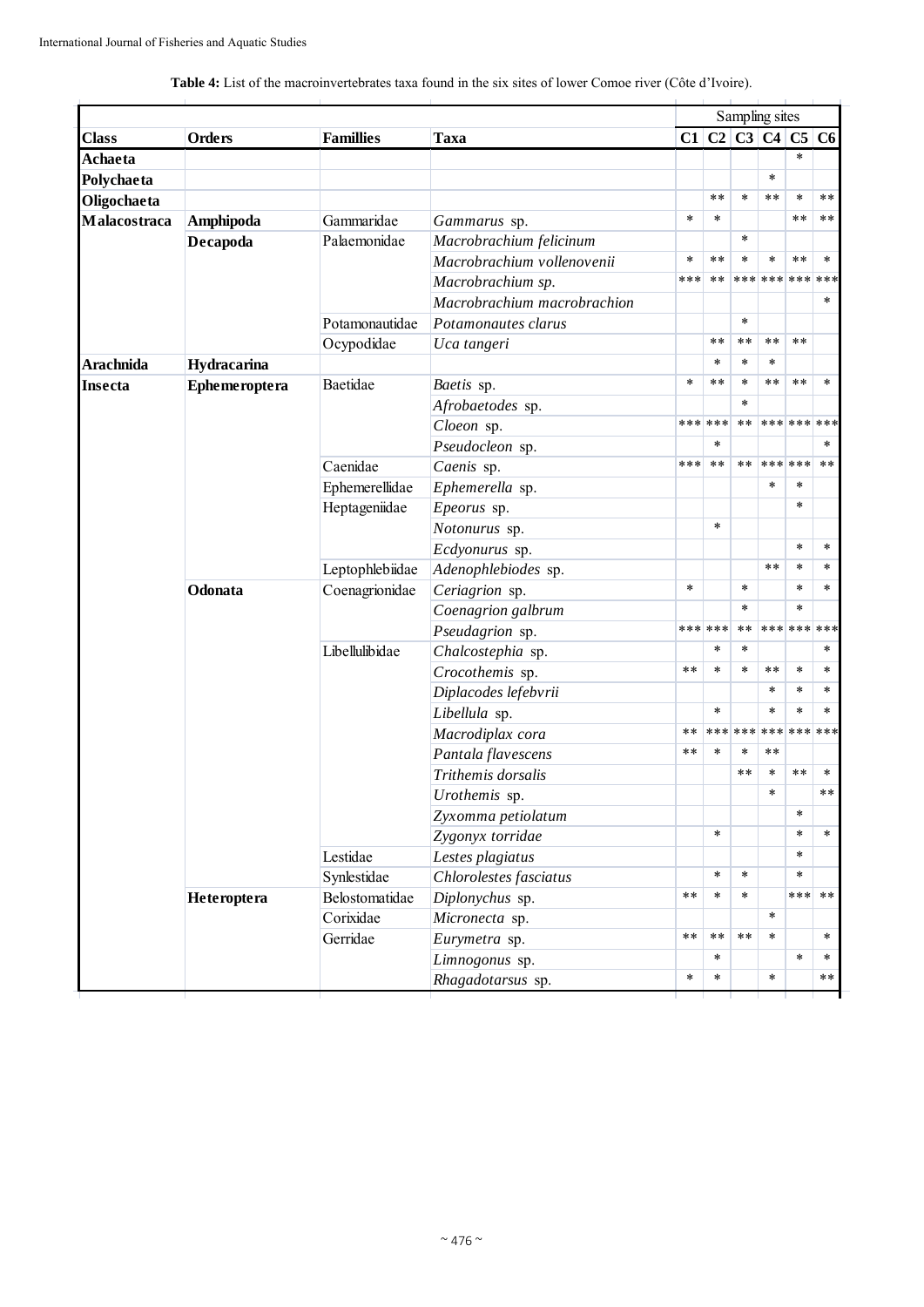**Table 4:** List of the macroinvertebrates taxa found in the six sites of lower Comoe river (Côte d'Ivoire).

| Class | Orders | Famillies | Taxa | Sampling sites | | | | | |
|---|---|---|---|---|---|---|---|---|---|
| | | | | C1 | C2 | C3 | C4 | C5 | C6 |
| **Achaeta** | | | | | | | | * | |
| **Polychaeta** | | | | | | | * | | |
| **Oligochaeta** | | | | | ** | * | ** | * | ** |
| **Malacostraca** | **Amphipoda** | Gammaridae | *Gammarus* sp. | * | * | | | ** | ** |
| | **Decapoda** | Palaemonidae | *Macrobrachium felicinum* | | | * | | | |
| | | | *Macrobrachium vollenovenii* | * | ** | * | * | ** | * |
| | | | *Macrobrachium sp.* | *** | ** | *** | *** | *** | *** |
| | | | *Macrobrachium macrobrachion* | | | | | | * |
| | | Potamonautidae | *Potamonautes clarus* | | | * | | | |
| | | Ocypodidae | *Uca tangeri* | | ** | ** | ** | ** | |
| **Arachnida** | **Hydracarina** | | | | * | * | * | | |
| **Insecta** | **Ephemeroptera** | Baetidae | *Baetis* sp. | * | ** | * | ** | ** | * |
| | | | *Afrobaetodes* sp. | | | * | | | |
| | | | *Cloeon* sp. | *** | *** | ** | *** | *** | *** |
| | | | *Pseudocloeon* sp. | | * | | | | * |
| | | Caenidae | *Caenis* sp. | *** | ** | ** | *** | *** | ** |
| | | Ephemerellidae | *Ephemerella* sp. | | | | * | * | |
| | | Heptageniidae | *Epeorus* sp. | | | | | * | |
| | | | *Notonurus* sp. | | * | | | | |
| | | | *Ecdyonurus* sp. | | | | | * | * |
| | | Leptophlebiidae | *Adenophlebiodes* sp. | | | | ** | * | * |
| | **Odonata** | Coenagrionidae | *Ceriagrion* sp. | * | | * | | * | * |
| | | | *Coenagrion galbrum* | | | * | | * | |
| | | | *Pseudagrion* sp. | *** | *** | ** | *** | *** | *** |
| | | Libellulibidae | *Chalcostephia* sp. | | * | * | | | * |
| | | | *Crocothemis* sp. | ** | * | * | ** | * | * |
| | | | *Diplacodes lefebvrii* | | | | * | * | * |
| | | | *Libellula* sp. | | * | | * | * | * |
| | | | *Macrodiplax cora* | ** | *** | *** | *** | *** | *** |
| | | | *Pantala flavescens* | ** | * | * | ** | | |
| | | | *Trithemis dorsalis* | | | ** | * | ** | * |
| | | | *Urothemis* sp. | | | | * | | ** |
| | | | *Zyxomma petiolatum* | | | | | * | |
| | | | *Zygonyx torridae* | | * | | | * | * |
| | | Lestidae | *Lestes plagiatus* | | | | | * | |
| | | Synlestidae | *Chlorolestes fasciatus* | | * | * | | * | |
| | **Heteroptera** | Belostomatidae | *Diplonychus* sp. | ** | * | * | | *** | ** |
| | | Corixidae | *Micronecta* sp. | | | | * | | |
| | | Gerridae | *Eurymetra* sp. | ** | ** | ** | * | | * |
| | | | *Limnogonus* sp. | | * | | | * | * |
| | | | *Rhagadotarsus* sp. | * | * | | * | | ** |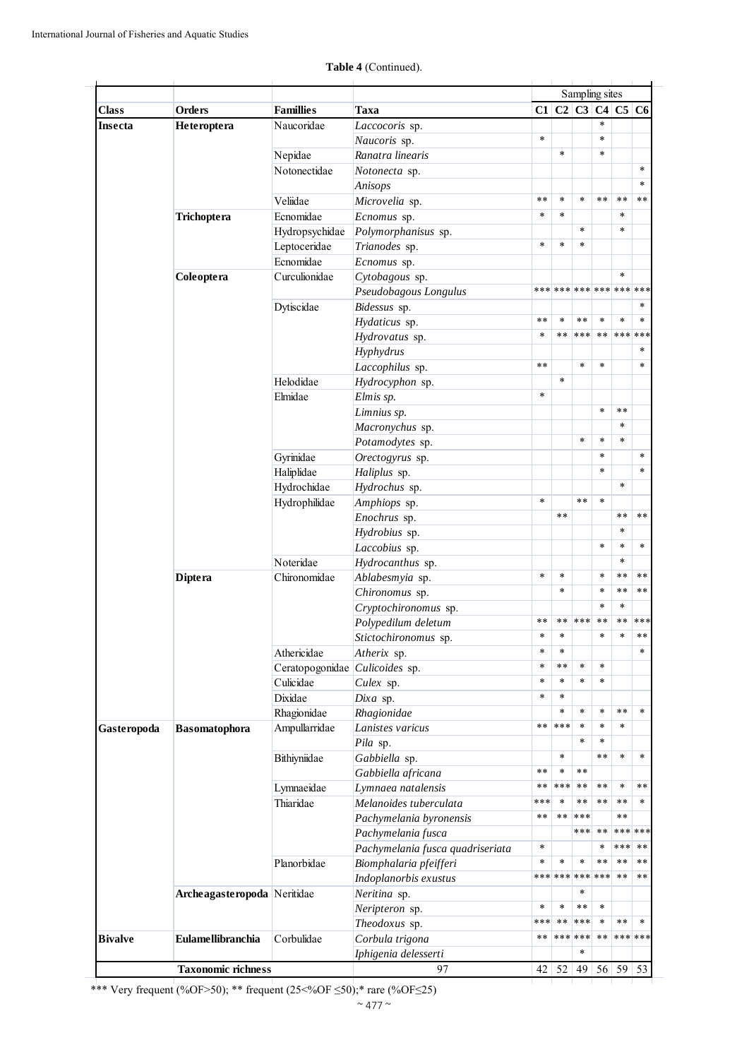**Table 4** (Continued).

| Class | Orders | Famillies | Taxa | Sampling sites | | | | | |
|---|---|---|---|---|---|---|---|---|---|
| | | | | C1 | C2 | C3 | C4 | C5 | C6 |
| Insecta | Heteroptera | Naucoridae | *Laccocoris* sp. | | | | * | | |
| | | | *Naucoris* sp. | * | | | * | | |
| | | Nepidae | *Ranatra linearis* | | * | | * | | |
| | | Notonectidae | *Notonecta* sp. | | | | | | * |
| | | | *Anisops* | | | | | | * |
| | | Veliidae | *Microvelia* sp. | ** | * | * | ** | ** | ** |
| | Trichoptera | Ecnomidae | *Ecnomus* sp. | * | * | | | * | |
| | | Hydropsychidae | *Polymorphanisus* sp. | | | * | | * | |
| | | Leptoceridae | *Trianodes* sp. | * | * | * | | | |
| | | Ecnomidae | *Ecnomus* sp. | | | | | | |
| | Coleoptera | Curculionidae | *Cytobagous* sp. | | | | | * | |
| | | | *Pseudobagous Longulus* | *** | *** | *** | *** | *** | *** |
| | | Dytiscidae | *Bidessus* sp. | | | | | | * |
| | | | *Hydaticus* sp. | ** | * | ** | * | * | * |
| | | | *Hydrovatus* sp. | * | ** | *** | ** | *** | *** |
| | | | *Hyphydrus* | | | | | | * |
| | | | *Laccophilus* sp. | ** | | * | * | | * |
| | | Helodidae | *Hydrocyphon* sp. | | * | | | | |
| | | Elmidae | *Elmis sp.* | * | | | | | |
| | | | *Limnius sp.* | | | | * | ** | |
| | | | *Macronychus* sp. | | | | | * | |
| | | | *Potamodytes* sp. | | | * | * | * | |
| | | Gyrinidae | *Orectogyrus* sp. | | | | * | | * |
| | | Haliplidae | *Haliplus* sp. | | | | * | | * |
| | | Hydrochidae | *Hydrochus* sp. | | | | | * | |
| | | Hydrophilidae | *Amphiops* sp. | * | | ** | * | | |
| | | | *Enochrus* sp. | | ** | | | ** | ** |
| | | | *Hydrobius* sp. | | | | | * | |
| | | | *Laccobius* sp. | | | | * | * | * |
| | | Noteridae | *Hydrocanthus* sp. | | | | | * | |
| | Diptera | Chironomidae | *Ablabesmyia* sp. | * | * | | * | ** | ** |
| | | | *Chironomus* sp. | | * | | * | ** | ** |
| | | | *Cryptochironomus* sp. | | | | * | * | |
| | | | *Polypedilum deletum* | ** | ** | *** | ** | ** | *** |
| | | | *Stictochironomus* sp. | * | * | | * | * | ** |
| | | Athericidae | *Atherix* sp. | * | * | | | | * |
| | | Ceratopogonidae | *Culicoides* sp. | * | ** | * | * | | |
| | | Culicidae | *Culex* sp. | * | * | * | * | | |
| | | Dixidae | *Dixa* sp. | * | * | | | | |
| | | Rhagionidae | *Rhagionidae* | | * | * | * | ** | * |
| Gasteropoda | Basomatophora | Ampullarridae | *Lanistes varicus* | ** | *** | * | * | * | |
| | | | *Pila* sp. | | | * | * | | |
| | | Bithyniidae | *Gabbiella* sp. | | * | | ** | * | * |
| | | | *Gabbiella africana* | ** | * | ** | | | |
| | | Lymnaeidae | *Lymnaea natalensis* | ** | *** | ** | ** | * | ** |
| | | Thiaridae | *Melanoides tuberculata* | *** | * | ** | ** | ** | * |
| | | | *Pachymelania byronensis* | ** | ** | *** | | ** | |
| | | | *Pachymelania fusca* | | | *** | ** | *** | *** |
| | | | *Pachymelania fusca quadriseriata* | * | | | * | *** | ** |
| | | Planorbidae | *Biomphalaria pfeifferi* | * | * | * | ** | ** | ** |
| | | | *Indoplanorbis exustus* | *** | *** | *** | *** | ** | ** |
| | Archeagasteropoda | Neritidae | *Neritina* sp. | | | * | | | |
| | | | *Neripteron* sp. | * | * | ** | * | | |
| | | | *Theodoxus* sp. | *** | ** | *** | * | ** | * |
| Bivalve | Eulamellibranchia | Corbulidae | *Corbula trigona* | ** | *** | *** | ** | *** | *** |
| | | | *Iphigenia delesserti* | | | * | | | |
| Taxonomic richness | | | 97 | 42 | 52 | 49 | 56 | 59 | 53 |

*** Very frequent (%OF>50); ** frequent (25<%OF ≤50);* rare (%OF≤25)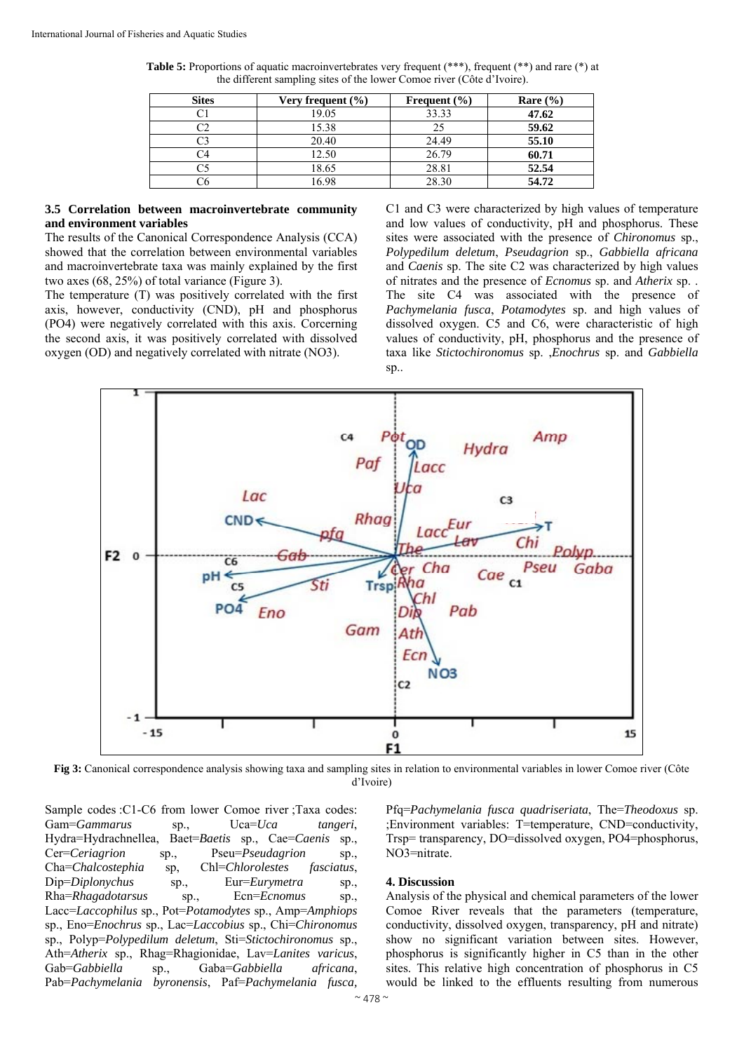**Table 5:** Proportions of aquatic macroinvertebrates very frequent (***), frequent (**) and rare (*) at the different sampling sites of the lower Comoe river (Côte d'Ivoire).

| Sites | Very frequent (%) | Frequent (%) | Rare (%) |
|---|---|---|---|
| C1 | 19.05 | 33.33 | **47.62** |
| C2 | 15.38 | 25 | **59.62** |
| C3 | 20.40 | 24.49 | **55.10** |
| C4 | 12.50 | 26.79 | **60.71** |
| C5 | 18.65 | 28.81 | **52.54** |
| C6 | 16.98 | 28.30 | **54.72** |

### 3.5 Correlation between macroinvertebrate community and environment variables

The results of the Canonical Correspondence Analysis (CCA) showed that the correlation between environmental variables and macroinvertebrate taxa was mainly explained by the first two axes (68, 25%) of total variance (Figure 3).

The temperature (T) was positively correlated with the first axis, however, conductivity (CND), pH and phosphorus (PO4) were negatively correlated with this axis. Corcerning the second axis, it was positively correlated with dissolved oxygen (OD) and negatively correlated with nitrate (NO3).

C1 and C3 were characterized by high values of temperature and low values of conductivity, pH and phosphorus. These sites were associated with the presence of *Chironomus* sp., *Polypedilum deletum*, *Pseudagrion* sp., *Gabbiella africana* and *Caenis* sp. The site C2 was characterized by high values of nitrates and the presence of *Ecnomus* sp. and *Atherix* sp. . The site C4 was associated with the presence of *Pachymelania fusca*, *Potamodytes* sp. and high values of dissolved oxygen. C5 and C6, were characteristic of high values of conductivity, pH, phosphorus and the presence of taxa like *Stictochironomus* sp. ,*Enochrus* sp. and *Gabbiella* sp..

**Fig 3:** Canonical correspondence analysis showing taxa and sampling sites in relation to environmental variables in lower Comoe river (Côte d'Ivoire)

Sample codes :C1-C6 from lower Comoe river ;Taxa codes: Gam=*Gammarus* sp., Uca=*Uca tangeri*, Hydra=Hydrachnellea, Baet=*Baetis* sp., Cae=*Caenis* sp., Cer=*Ceriagrion* sp., Pseu=*Pseudagrion* sp., Cha=*Chalcostephia* sp, Chl=*Chlorolestes fasciatus*, Dip=*Diplonychus* sp., Eur=*Eurymetra* sp., Rha=*Rhagadotarsus* sp., Ecn=*Ecnomus* sp., Lacc=*Laccophilus* sp., Pot=*Potamodytes* sp., Amp=*Amphiops* sp., Eno=*Enochrus* sp., Lac=*Laccobius* sp., Chi=*Chironomus* sp., Polyp=*Polypedilum deletum*, Sti=*Stictochironomus* sp., Ath=*Atherix* sp., Rhag=Rhagionidae, Lav=*Lanites varicus*, Gab=*Gabbiella* sp., Gaba=*Gabbiella africana*, Pab=*Pachymelania byronensis*, Paf=*Pachymelania fusca*, Pfq=*Pachymelania fusca quadriseriata*, The=*Theodoxus* sp. ;Environment variables: T=temperature, CND=conductivity, Trsp= transparency, DO=dissolved oxygen, PO4=phosphorus, NO3=nitrate.

## 4. Discussion

Analysis of the physical and chemical parameters of the lower Comoe River reveals that the parameters (temperature, conductivity, dissolved oxygen, transparency, pH and nitrate) show no significant variation between sites. However, phosphorus is significantly higher in C5 than in the other sites. This relative high concentration of phosphorus in C5 would be linked to the effluents resulting from numerous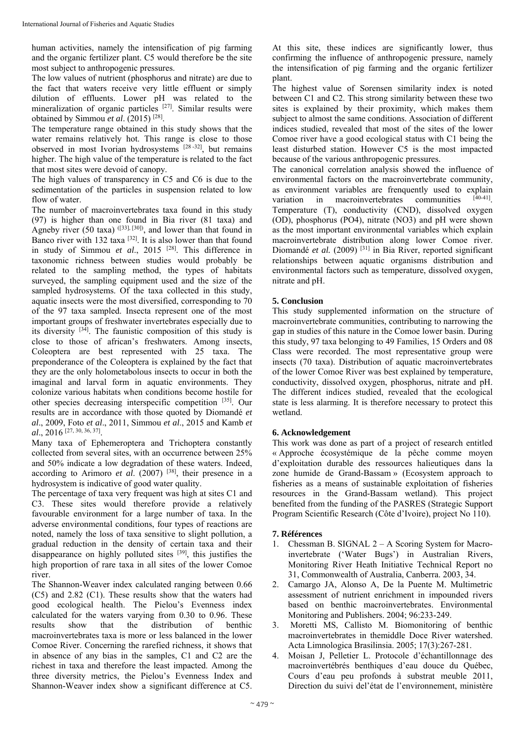human activities, namely the intensification of pig farming and the organic fertilizer plant. C5 would therefore be the site most subject to anthropogenic pressures.

The low values of nutrient (phosphorus and nitrate) are due to the fact that waters receive very little effluent or simply dilution of effluents. Lower pH was related to the mineralization of organic particles [27]. Similar results were obtained by Simmou *et al*. (2015) [28].

The temperature range obtained in this study shows that the water remains relatively hot. This range is close to those observed in most Ivorian hydrosystems [28 -32], but remains higher. The high value of the temperature is related to the fact that most sites were devoid of canopy.

The high values of transparency in C5 and C6 is due to the sedimentation of the particles in suspension related to low flow of water.

The number of macroinvertebrates taxa found in this study (97) is higher than one found in Bia river (81 taxa) and Agneby river (50 taxa) ([33], [30]), and lower than that found in Banco river with 132 taxa [32]. It is also lower than that found in study of Simmou *et al*., 2015 [28]. This difference in taxonomic richness between studies would probably be related to the sampling method, the types of habitats surveyed, the sampling equipment used and the size of the sampled hydrosystems. Of the taxa collected in this study, aquatic insects were the most diversified, corresponding to 70 of the 97 taxa sampled. Insecta represent one of the most important groups of freshwater invertebrates especially due to its diversity [34]. The faunistic composition of this study is close to those of african's freshwaters. Among insects, Coleoptera are best represented with 25 taxa. The preponderance of the Coleoptera is explained by the fact that they are the only holometabolous insects to occur in both the imaginal and larval form in aquatic environments. They colonize various habitats when conditions become hostile for other species decreasing interspecific competition [35]. Our results are in accordance with those quoted by Diomandé *et al*., 2009, Foto *et al*., 2011, Simmou *et al*., 2015 and Kamb *et al*., 2016 [27, 30, 36, 37].

Many taxa of Ephemeroptera and Trichoptera constantly collected from several sites, with an occurrence between 25% and 50% indicate a low degradation of these waters. Indeed, according to Arimoro *et al*. (2007) [38], their presence in a hydrosystem is indicative of good water quality.

The percentage of taxa very frequent was high at sites C1 and C3. These sites would therefore provide a relatively favourable environment for a large number of taxa. In the adverse environmental conditions, four types of reactions are noted, namely the loss of taxa sensitive to slight pollution, a gradual reduction in the density of certain taxa and their disappearance on highly polluted sites [39], this justifies the high proportion of rare taxa in all sites of the lower Comoe river.

The Shannon-Weaver index calculated ranging between 0.66 (C5) and 2.82 (C1). These results show that the waters had good ecological health. The Pielou's Evenness index calculated for the waters varying from 0.30 to 0.96. These results show that the distribution of benthic macroinvertebrates taxa is more or less balanced in the lower Comoe River. Concerning the rarefied richness, it shows that in absence of any bias in the samples, C1 and C2 are the richest in taxa and therefore the least impacted. Among the three diversity metrics, the Pielou's Evenness Index and Shannon-Weaver index show a significant difference at C5. At this site, these indices are significantly lower, thus confirming the influence of anthropogenic pressure, namely the intensification of pig farming and the organic fertilizer plant.

The highest value of Sorensen similarity index is noted between C1 and C2. This strong similarity between these two sites is explained by their proximity, which makes them subject to almost the same conditions. Association of different indices studied, revealed that most of the sites of the lower Comoe river have a good ecological status with C1 being the least disturbed station. However C5 is the most impacted because of the various anthropogenic pressures.

The canonical correlation analysis showed the influence of environmental factors on the macroinvertebrate community, as environment variables are frenquently used to explain variation in macroinvertebrates communities [40-41]. Temperature (T), conductivity (CND), dissolved oxygen (OD), phosphorus (PO4), nitrate (NO3) and pH were shown as the most important environmental variables which explain macroinvertebrate distribution along lower Comoe river. Diomandé *et al.* (2009) [31] in Bia River, reported significant relationships between aquatic organisms distribution and environmental factors such as temperature, dissolved oxygen, nitrate and pH.

## 5. Conclusion

This study supplemented information on the structure of macroinvertebrate communities, contributing to narrowing the gap in studies of this nature in the Comoe lower basin. During this study, 97 taxa belonging to 49 Families, 15 Orders and 08 Class were recorded. The most representative group were insects (70 taxa). Distribution of aquatic macroinvertebrates of the lower Comoe River was best explained by temperature, conductivity, dissolved oxygen, phosphorus, nitrate and pH. The different indices studied, revealed that the ecological state is less alarming. It is therefore necessary to protect this wetland.

## 6. Acknowledgement

This work was done as part of a project of research entitled « Approche écosystémique de la pêche comme moyen d'exploitation durable des ressources halieutiques dans la zone humide de Grand-Bassam » (Ecosystem approach to fisheries as a means of sustainable exploitation of fisheries resources in the Grand-Bassam wetland). This project benefited from the funding of the PASRES (Strategic Support Program Scientific Research (Côte d'Ivoire), project No 110).

## 7. Références

1. Chessman B. SIGNAL 2 – A Scoring System for Macro-invertebrate ('Water Bugs') in Australian Rivers, Monitoring River Heath Initiative Technical Report no 31, Commonwealth of Australia, Canberra. 2003, 34.
2. Camargo JA, Alonso A, De la Puente M. Multimetric assessment of nutrient enrichment in impounded rivers based on benthic macroinvertebrates. Environmental Monitoring and Publishers. 2004; 96:233-249.
3. Moretti MS, Callisto M. Biomonitoring of benthic macroinvertebrates in themiddle Doce River watershed. Acta Limnologica Brasilinsia. 2005; 17(3):267-281.
4. Moisan J, Pelletier L. Protocole d'échantillonnage des macroinvertébrés benthiques d'eau douce du Québec, Cours d'eau peu profonds à substrat meuble 2011, Direction du suivi del'état de l'environnement, ministère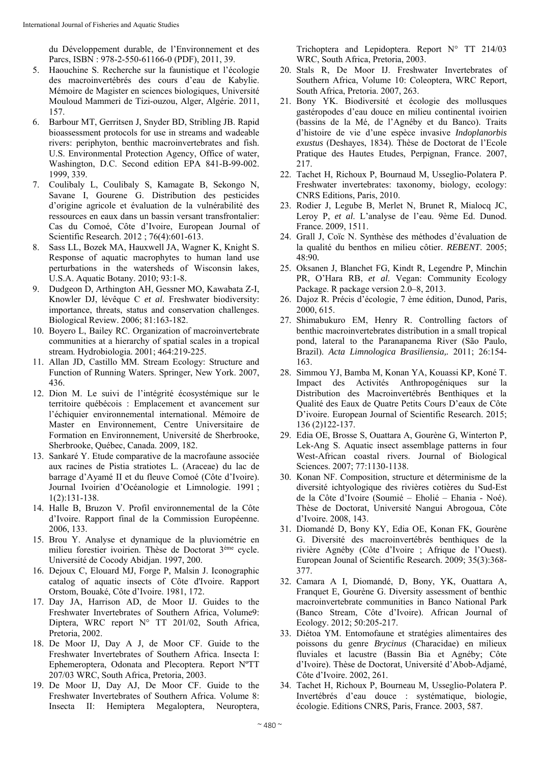du Développement durable, de l'Environnement et des Parcs, ISBN : 978-2-550-61166-0 (PDF), 2011, 39.

5. Haouchine S. Recherche sur la faunistique et l'écologie des macroinvertébrés des cours d'eau de Kabylie. Mémoire de Magister en sciences biologiques, Université Mouloud Mammeri de Tizi-ouzou, Alger, Algérie. 2011, 157.
6. Barbour MT, Gerritsen J, Snyder BD, Stribling JB. Rapid bioassessment protocols for use in streams and wadeable rivers: periphyton, benthic macroinvertebrates and fish. U.S. Environmental Protection Agency, Office of water, Washington, D.C. Second edition EPA 841-B-99-002. 1999, 339.
7. Coulibaly L, Coulibaly S, Kamagate B, Sekongo N, Savane I, Gourene G. Distribution des pesticides d'origine agricole et évaluation de la vulnérabilité des ressources en eaux dans un bassin versant transfrontalier: Cas du Comoé, Côte d'Ivoire, European Journal of Scientific Research. 2012 ; 76(4):601-613.
8. Sass LL, Bozek MA, Hauxwell JA, Wagner K, Knight S. Response of aquatic macrophytes to human land use perturbations in the watersheds of Wisconsin lakes, U.S.A. Aquatic Botany. 2010; 93:1-8.
9. Dudgeon D, Arthington AH, Gessner MO, Kawabata Z-I, Knowler DJ, lévêque C *et al.* Freshwater biodiversity: importance, threats, status and conservation challenges. Biological Review. 2006; 81:163-182.
10. Boyero L, Bailey RC. Organization of macroinvertebrate communities at a hierarchy of spatial scales in a tropical stream. Hydrobiologia. 2001; 464:219-225.
11. Allan JD, Castillo MM. Stream Ecology: Structure and Function of Running Waters. Springer, New York. 2007, 436.
12. Dion M. Le suivi de l'intégrité écosystémique sur le territoire québécois : Emplacement et avancement sur l'échiquier environnemental international. Mémoire de Master en Environnement, Centre Universitaire de Formation en Environnement, Université de Sherbrooke, Sherbrooke, Québec, Canada. 2009, 182.
13. Sankaré Y. Etude comparative de la macrofaune associée aux racines de Pistia stratiotes L. (Araceae) du lac de barrage d'Ayamé II et du fleuve Comoé (Côte d'Ivoire). Journal Ivoirien d'Océanologie et Limnologie. 1991 ; 1(2):131-138.
14. Halle B, Bruzon V. Profil environnemental de la Côte d'Ivoire. Rapport final de la Commission Européenne. 2006, 133.
15. Brou Y. Analyse et dynamique de la pluviométrie en milieu forestier ivoirien. Thèse de Doctorat 3ème cycle. Université de Cocody Abidjan. 1997, 200.
16. Dejoux C, Elouard MJ, Forge P, Malsin J. Iconographic catalog of aquatic insects of Côte d'Ivoire. Rapport Orstom, Bouaké, Côte d'Ivoire. 1981, 172.
17. Day JA, Harrison AD, de Moor IJ. Guides to the Freshwater Invertebrates of Southern Africa, Volume9: Diptera, WRC report N° TT 201/02, South Africa, Pretoria, 2002.
18. De Moor IJ, Day A J, de Moor CF. Guide to the Freshwater Invertebrates of Southern Africa. Insecta I: Ephemeroptera, Odonata and Plecoptera. Report NºTT 207/03 WRC, South Africa, Pretoria, 2003.
19. De Moor IJ, Day AJ, De Moor CF. Guide to the Freshwater Invertebrates of Southern Africa. Volume 8: Insecta II: Hemiptera Megaloptera, Neuroptera, Trichoptera and Lepidoptera. Report N° TT 214/03 WRC, South Africa, Pretoria, 2003.
20. Stals R, De Moor IJ. Freshwater Invertebrates of Southern Africa, Volume 10: Coleoptera, WRC Report, South Africa, Pretoria. 2007, 263.
21. Bony YK. Biodiversité et écologie des mollusques gastéropodes d'eau douce en milieu continental ivoirien (bassins de la Mé, de l'Agnéby et du Banco). Traits d'histoire de vie d'une espèce invasive *Indoplanorbis exustus* (Deshayes, 1834). Thèse de Doctorat de l'Ecole Pratique des Hautes Etudes, Perpignan, France. 2007, 217.
22. Tachet H, Richoux P, Bournaud M, Usseglio-Polatera P. Freshwater invertebrates: taxonomy, biology, ecology: CNRS Editions, Paris, 2010.
23. Rodier J, Legube B, Merlet N, Brunet R, Mialocq JC, Leroy P, *et al*. L'analyse de l'eau. 9ème Ed. Dunod. France. 2009, 1511.
24. Grall J, Coïc N. Synthèse des méthodes d'évaluation de la qualité du benthos en milieu côtier. *REBENT*. 2005; 48:90.
25. Oksanen J, Blanchet FG, Kindt R, Legendre P, Minchin PR, O'Hara RB, *et al*. Vegan: Community Ecology Package. R package version 2.0–8, 2013.
26. Dajoz R. Précis d'écologie, 7 ème édition, Dunod, Paris, 2000, 615.
27. Shimabukuro EM, Henry R. Controlling factors of benthic macroinvertebrates distribution in a small tropical pond, lateral to the Paranapanema River (São Paulo, Brazil). *Acta Limnologica Brasiliensia,.* 2011; 26:154-163.
28. Simmou YJ, Bamba M, Konan YA, Kouassi KP, Koné T. Impact des Activités Anthropogéniques sur la Distribution des Macroinvertébrés Benthiques et la Qualité des Eaux de Quatre Petits Cours D'eaux de Côte D'ivoire. European Journal of Scientific Research. 2015; 136 (2)122-137.
29. Edia OE, Brosse S, Ouattara A, Gourène G, Winterton P, Lek-Ang S. Aquatic insect assemblage patterns in four West-African coastal rivers. Journal of Biological Sciences. 2007; 77:1130-1138.
30. Konan NF. Composition, structure et déterminisme de la diversité ichtyologique des rivières cotières du Sud-Est de la Côte d'Ivoire (Soumié – Eholié – Ehania - Noé). Thèse de Doctorat, Université Nangui Abrogoua, Côte d'Ivoire. 2008, 143.
31. Diomandé D, Bony KY, Edia OE, Konan FK, Gourène G. Diversité des macroinvertébrés benthiques de la rivière Agnéby (Côte d'Ivoire ; Afrique de l'Ouest). European Jounal of Scientific Research. 2009; 35(3):368-377.
32. Camara A I, Diomandé, D, Bony, YK, Ouattara A, Franquet E, Gourène G. Diversity assessment of benthic macroinvertebrate communities in Banco National Park (Banco Stream, Côte d'Ivoire). African Journal of Ecology. 2012; 50:205-217.
33. Diétoa YM. Entomofaune et stratégies alimentaires des poissons du genre *Brycinus* (Characidae) en milieux fluviales et lacustre (Bassin Bia et Agnéby; Côte d'Ivoire). Thèse de Doctorat, Université d'Abob-Adjamé, Côte d'Ivoire. 2002, 261.
34. Tachet H, Richoux P, Bourneau M, Usseglio-Polatera P. Invertébrés d'eau douce : systématique, biologie, écologie. Editions CNRS, Paris, France. 2003, 587.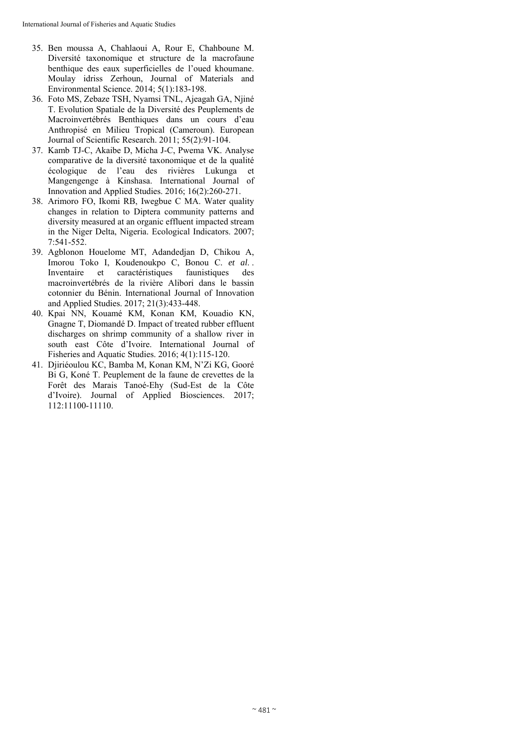35. Ben moussa A, Chahlaoui A, Rour E, Chahboune M. Diversité taxonomique et structure de la macrofaune benthique des eaux superficielles de l'oued khoumane. Moulay idriss Zerhoun, Journal of Materials and Environmental Science. 2014; 5(1):183-198.
36. Foto MS, Zebaze TSH, Nyamsi TNL, Ajeagah GA, Njiné T. Evolution Spatiale de la Diversité des Peuplements de Macroinvertébrés Benthiques dans un cours d'eau Anthropisé en Milieu Tropical (Cameroun). European Journal of Scientific Research. 2011; 55(2):91-104.
37. Kamb TJ-C, Akaibe D, Micha J-C, Pwema VK. Analyse comparative de la diversité taxonomique et de la qualité écologique de l'eau des rivières Lukunga et Mangengenge à Kinshasa. International Journal of Innovation and Applied Studies. 2016; 16(2):260-271.
38. Arimoro FO, Ikomi RB, Iwegbue C MA. Water quality changes in relation to Diptera community patterns and diversity measured at an organic effluent impacted stream in the Niger Delta, Nigeria. Ecological Indicators. 2007; 7:541-552.
39. Agblonon Houelome MT, Adandedjan D, Chikou A, Imorou Toko I, Koudenoukpo C, Bonou C. *et al.*. Inventaire et caractéristiques faunistiques des macroinvertébrés de la rivière Alibori dans le bassin cotonnier du Bénin. International Journal of Innovation and Applied Studies. 2017; 21(3):433-448.
40. Kpai NN, Kouamé KM, Konan KM, Kouadio KN, Gnagne T, Diomandé D. Impact of treated rubber effluent discharges on shrimp community of a shallow river in south east Côte d'Ivoire. International Journal of Fisheries and Aquatic Studies. 2016; 4(1):115-120.
41. Djiriéoulou KC, Bamba M, Konan KM, N'Zi KG, Gooré Bi G, Koné T. Peuplement de la faune de crevettes de la Forêt des Marais Tanoé-Ehy (Sud-Est de la Côte d'Ivoire). Journal of Applied Biosciences. 2017; 112:11100-11110.